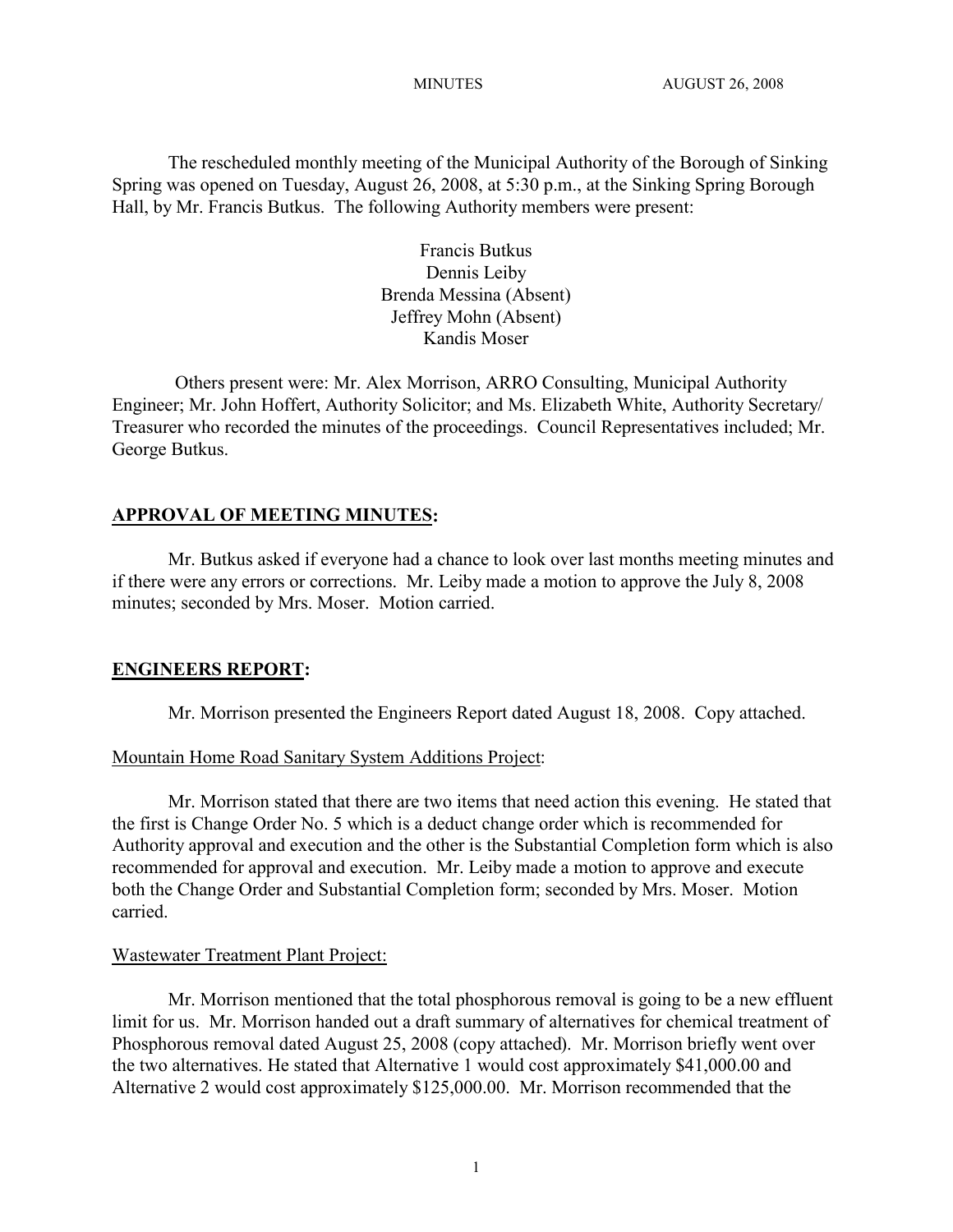MINUTES AUGUST 26, 2008

The rescheduled monthly meeting of the Municipal Authority of the Borough of Sinking Spring was opened on Tuesday, August 26, 2008, at 5:30 p.m., at the Sinking Spring Borough Hall, by Mr. Francis Butkus. The following Authority members were present:

Francis Butkus  
Dennis Leiby  
Brenda Messina (Absent)  
Jeffrey Mohn (Absent)  
Kandis Moser

Others present were: Mr. Alex Morrison, ARRO Consulting, Municipal Authority Engineer; Mr. John Hoffert, Authority Solicitor; and Ms. Elizabeth White, Authority Secretary/ Treasurer who recorded the minutes of the proceedings. Council Representatives included; Mr. George Butkus.

## APPROVAL OF MEETING MINUTES:

Mr. Butkus asked if everyone had a chance to look over last months meeting minutes and if there were any errors or corrections. Mr. Leiby made a motion to approve the July 8, 2008 minutes; seconded by Mrs. Moser. Motion carried.

## ENGINEERS REPORT:

Mr. Morrison presented the Engineers Report dated August 18, 2008. Copy attached.

### Mountain Home Road Sanitary System Additions Project:

Mr. Morrison stated that there are two items that need action this evening. He stated that the first is Change Order No. 5 which is a deduct change order which is recommended for Authority approval and execution and the other is the Substantial Completion form which is also recommended for approval and execution. Mr. Leiby made a motion to approve and execute both the Change Order and Substantial Completion form; seconded by Mrs. Moser. Motion carried.

### Wastewater Treatment Plant Project:

Mr. Morrison mentioned that the total phosphorous removal is going to be a new effluent limit for us. Mr. Morrison handed out a draft summary of alternatives for chemical treatment of Phosphorous removal dated August 25, 2008 (copy attached). Mr. Morrison briefly went over the two alternatives. He stated that Alternative 1 would cost approximately $41,000.00 and Alternative 2 would cost approximately $125,000.00. Mr. Morrison recommended that the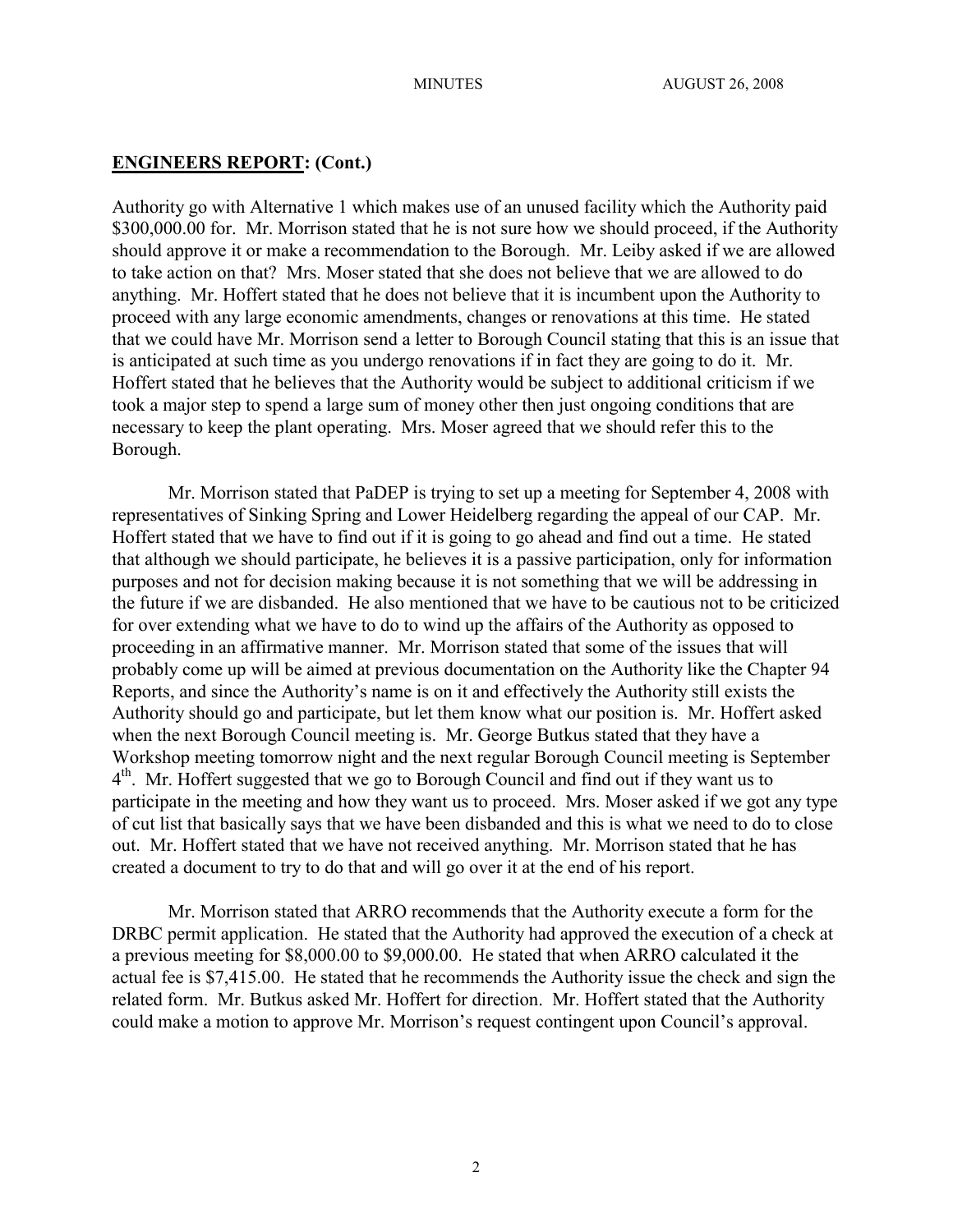## ENGINEERS REPORT: (Cont.)

Authority go with Alternative 1 which makes use of an unused facility which the Authority paid $300,000.00 for. Mr. Morrison stated that he is not sure how we should proceed, if the Authority should approve it or make a recommendation to the Borough. Mr. Leiby asked if we are allowed to take action on that? Mrs. Moser stated that she does not believe that we are allowed to do anything. Mr. Hoffert stated that he does not believe that it is incumbent upon the Authority to proceed with any large economic amendments, changes or renovations at this time. He stated that we could have Mr. Morrison send a letter to Borough Council stating that this is an issue that is anticipated at such time as you undergo renovations if in fact they are going to do it. Mr. Hoffert stated that he believes that the Authority would be subject to additional criticism if we took a major step to spend a large sum of money other then just ongoing conditions that are necessary to keep the plant operating. Mrs. Moser agreed that we should refer this to the Borough.

Mr. Morrison stated that PaDEP is trying to set up a meeting for September 4, 2008 with representatives of Sinking Spring and Lower Heidelberg regarding the appeal of our CAP. Mr. Hoffert stated that we have to find out if it is going to go ahead and find out a time. He stated that although we should participate, he believes it is a passive participation, only for information purposes and not for decision making because it is not something that we will be addressing in the future if we are disbanded. He also mentioned that we have to be cautious not to be criticized for over extending what we have to do to wind up the affairs of the Authority as opposed to proceeding in an affirmative manner. Mr. Morrison stated that some of the issues that will probably come up will be aimed at previous documentation on the Authority like the Chapter 94 Reports, and since the Authority's name is on it and effectively the Authority still exists the Authority should go and participate, but let them know what our position is. Mr. Hoffert asked when the next Borough Council meeting is. Mr. George Butkus stated that they have a Workshop meeting tomorrow night and the next regular Borough Council meeting is September 4th. Mr. Hoffert suggested that we go to Borough Council and find out if they want us to participate in the meeting and how they want us to proceed. Mrs. Moser asked if we got any type of cut list that basically says that we have been disbanded and this is what we need to do to close out. Mr. Hoffert stated that we have not received anything. Mr. Morrison stated that he has created a document to try to do that and will go over it at the end of his report.

Mr. Morrison stated that ARRO recommends that the Authority execute a form for the DRBC permit application. He stated that the Authority had approved the execution of a check at a previous meeting for $8,000.00 to $9,000.00. He stated that when ARRO calculated it the actual fee is $7,415.00. He stated that he recommends the Authority issue the check and sign the related form. Mr. Butkus asked Mr. Hoffert for direction. Mr. Hoffert stated that the Authority could make a motion to approve Mr. Morrison's request contingent upon Council's approval.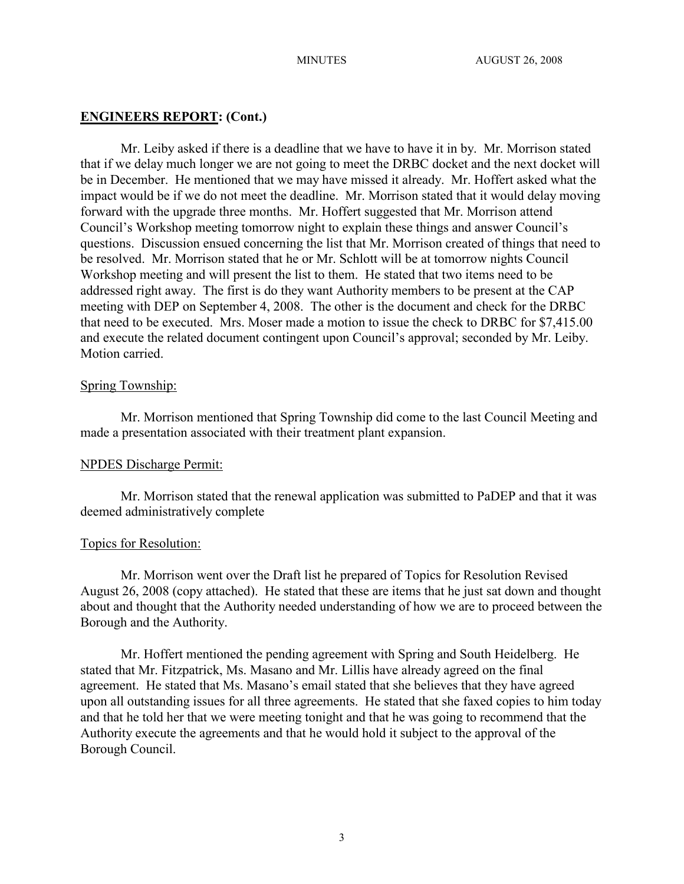## **ENGINEERS REPORT: (Cont.)**

Mr. Leiby asked if there is a deadline that we have to have it in by. Mr. Morrison stated that if we delay much longer we are not going to meet the DRBC docket and the next docket will be in December. He mentioned that we may have missed it already. Mr. Hoffert asked what the impact would be if we do not meet the deadline. Mr. Morrison stated that it would delay moving forward with the upgrade three months. Mr. Hoffert suggested that Mr. Morrison attend Council's Workshop meeting tomorrow night to explain these things and answer Council's questions. Discussion ensued concerning the list that Mr. Morrison created of things that need to be resolved. Mr. Morrison stated that he or Mr. Schlott will be at tomorrow nights Council Workshop meeting and will present the list to them. He stated that two items need to be addressed right away. The first is do they want Authority members to be present at the CAP meeting with DEP on September 4, 2008. The other is the document and check for the DRBC that need to be executed. Mrs. Moser made a motion to issue the check to DRBC for $7,415.00 and execute the related document contingent upon Council's approval; seconded by Mr. Leiby. Motion carried.

Spring Township:

Mr. Morrison mentioned that Spring Township did come to the last Council Meeting and made a presentation associated with their treatment plant expansion.

NPDES Discharge Permit:

Mr. Morrison stated that the renewal application was submitted to PaDEP and that it was deemed administratively complete

Topics for Resolution:

Mr. Morrison went over the Draft list he prepared of Topics for Resolution Revised August 26, 2008 (copy attached). He stated that these are items that he just sat down and thought about and thought that the Authority needed understanding of how we are to proceed between the Borough and the Authority.

Mr. Hoffert mentioned the pending agreement with Spring and South Heidelberg. He stated that Mr. Fitzpatrick, Ms. Masano and Mr. Lillis have already agreed on the final agreement. He stated that Ms. Masano's email stated that she believes that they have agreed upon all outstanding issues for all three agreements. He stated that she faxed copies to him today and that he told her that we were meeting tonight and that he was going to recommend that the Authority execute the agreements and that he would hold it subject to the approval of the Borough Council.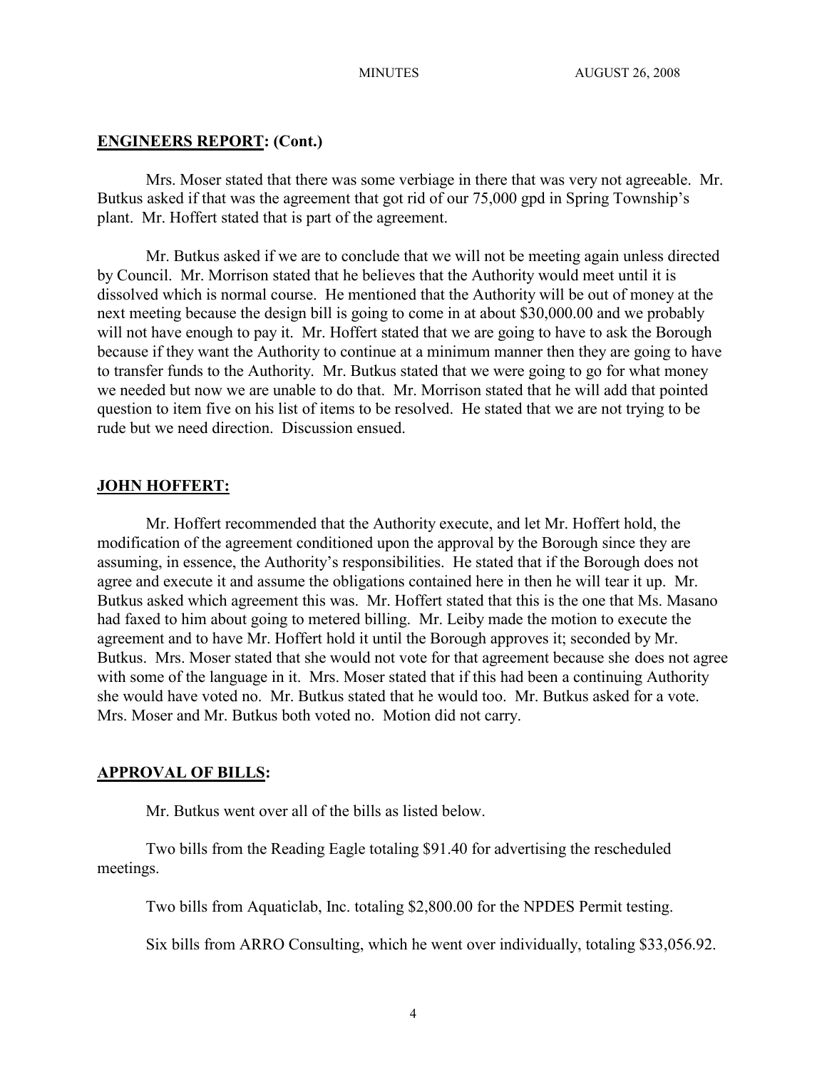## ENGINEERS REPORT: (Cont.)

Mrs. Moser stated that there was some verbiage in there that was very not agreeable. Mr. Butkus asked if that was the agreement that got rid of our 75,000 gpd in Spring Township's plant. Mr. Hoffert stated that is part of the agreement.

Mr. Butkus asked if we are to conclude that we will not be meeting again unless directed by Council. Mr. Morrison stated that he believes that the Authority would meet until it is dissolved which is normal course. He mentioned that the Authority will be out of money at the next meeting because the design bill is going to come in at about $30,000.00 and we probably will not have enough to pay it. Mr. Hoffert stated that we are going to have to ask the Borough because if they want the Authority to continue at a minimum manner then they are going to have to transfer funds to the Authority. Mr. Butkus stated that we were going to go for what money we needed but now we are unable to do that. Mr. Morrison stated that he will add that pointed question to item five on his list of items to be resolved. He stated that we are not trying to be rude but we need direction. Discussion ensued.

## JOHN HOFFERT:

Mr. Hoffert recommended that the Authority execute, and let Mr. Hoffert hold, the modification of the agreement conditioned upon the approval by the Borough since they are assuming, in essence, the Authority's responsibilities. He stated that if the Borough does not agree and execute it and assume the obligations contained here in then he will tear it up. Mr. Butkus asked which agreement this was. Mr. Hoffert stated that this is the one that Ms. Masano had faxed to him about going to metered billing. Mr. Leiby made the motion to execute the agreement and to have Mr. Hoffert hold it until the Borough approves it; seconded by Mr. Butkus. Mrs. Moser stated that she would not vote for that agreement because she does not agree with some of the language in it. Mrs. Moser stated that if this had been a continuing Authority she would have voted no. Mr. Butkus stated that he would too. Mr. Butkus asked for a vote. Mrs. Moser and Mr. Butkus both voted no. Motion did not carry.

## APPROVAL OF BILLS:

Mr. Butkus went over all of the bills as listed below.

Two bills from the Reading Eagle totaling $91.40 for advertising the rescheduled meetings.

Two bills from Aquaticlab, Inc. totaling $2,800.00 for the NPDES Permit testing.

Six bills from ARRO Consulting, which he went over individually, totaling $33,056.92.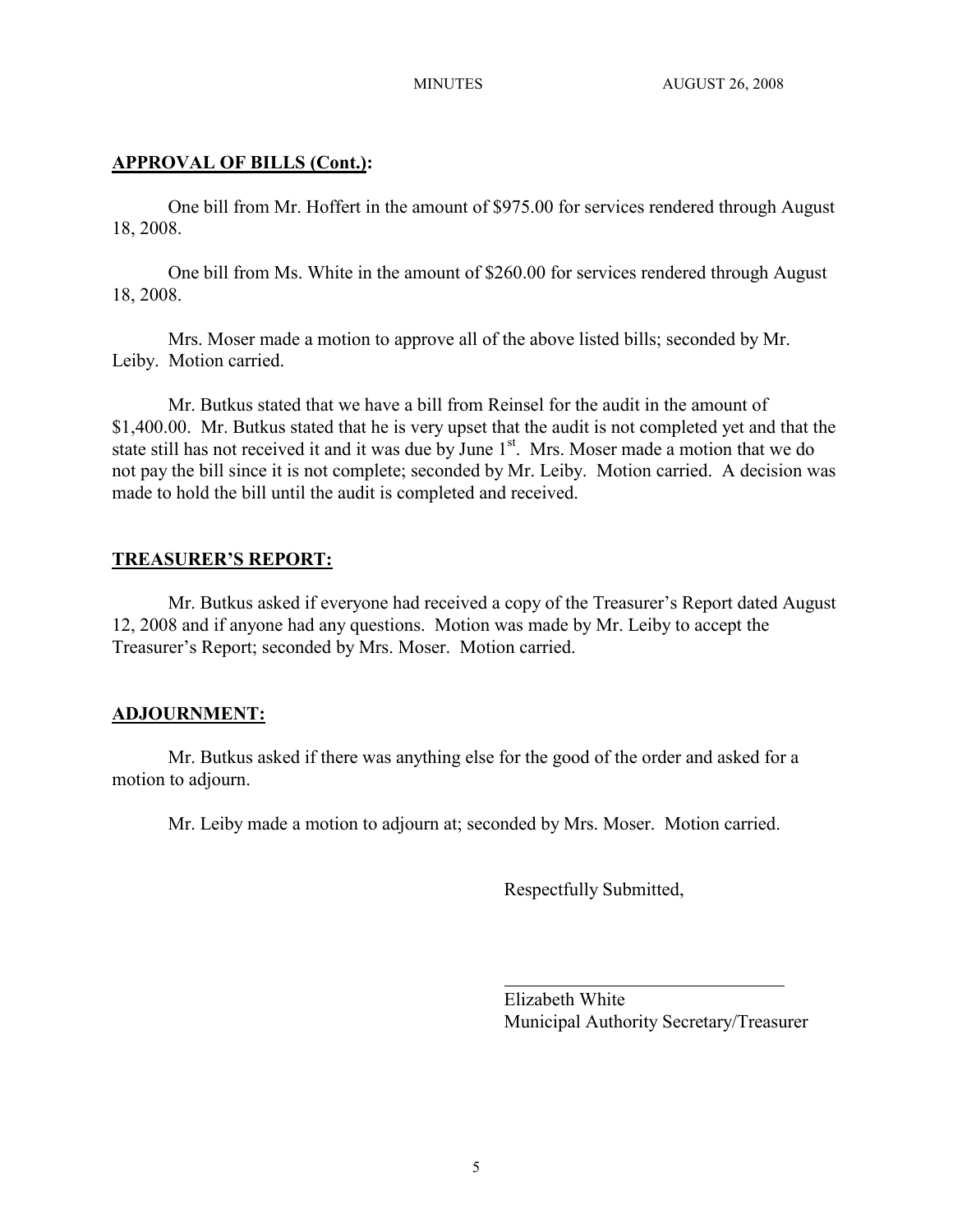## APPROVAL OF BILLS (Cont.):

One bill from Mr. Hoffert in the amount of $975.00 for services rendered through August 18, 2008.

One bill from Ms. White in the amount of $260.00 for services rendered through August 18, 2008.

Mrs. Moser made a motion to approve all of the above listed bills; seconded by Mr. Leiby. Motion carried.

Mr. Butkus stated that we have a bill from Reinsel for the audit in the amount of $1,400.00. Mr. Butkus stated that he is very upset that the audit is not completed yet and that the state still has not received it and it was due by June 1st. Mrs. Moser made a motion that we do not pay the bill since it is not complete; seconded by Mr. Leiby. Motion carried. A decision was made to hold the bill until the audit is completed and received.

## TREASURER'S REPORT:

Mr. Butkus asked if everyone had received a copy of the Treasurer's Report dated August 12, 2008 and if anyone had any questions. Motion was made by Mr. Leiby to accept the Treasurer's Report; seconded by Mrs. Moser. Motion carried.

## ADJOURNMENT:

Mr. Butkus asked if there was anything else for the good of the order and asked for a motion to adjourn.

Mr. Leiby made a motion to adjourn at; seconded by Mrs. Moser. Motion carried.

Respectfully Submitted,

Elizabeth White
Municipal Authority Secretary/Treasurer